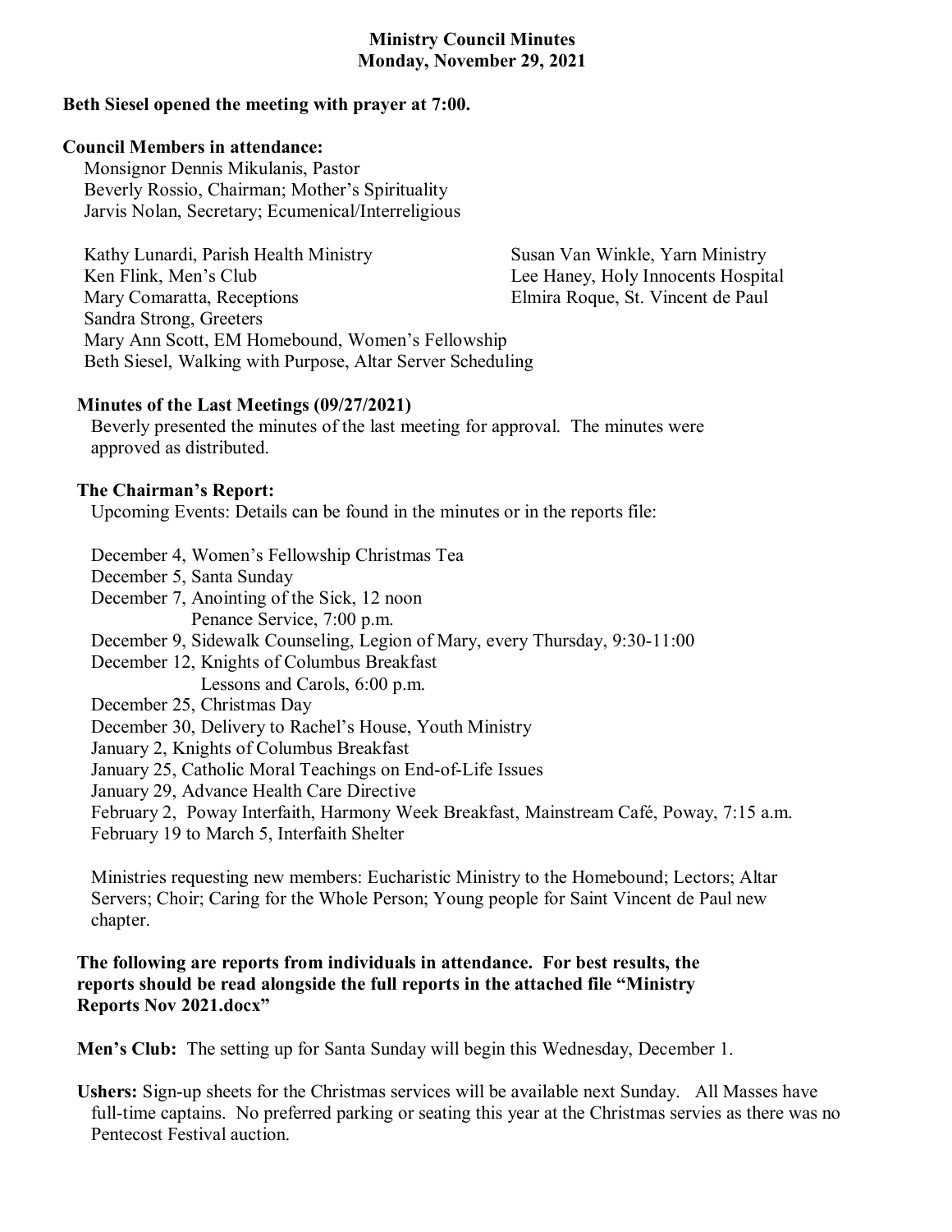# Ministry Council Minutes
## Monday, November 29, 2021

**Beth Siesel opened the meeting with prayer at 7:00.**

**Council Members in attendance:**

Monsignor Dennis Mikulanis, Pastor
Beverly Rossio, Chairman; Mother's Spirituality
Jarvis Nolan, Secretary; Ecumenical/Interreligious

Kathy Lunardi, Parish Health Ministry
Ken Flink, Men's Club
Mary Comaratta, Receptions
Sandra Strong, Greeters
Mary Ann Scott, EM Homebound, Women's Fellowship
Beth Siesel, Walking with Purpose, Altar Server Scheduling
Susan Van Winkle, Yarn Ministry
Lee Haney, Holy Innocents Hospital
Elmira Roque, St. Vincent de Paul

**Minutes of the Last Meetings (09/27/2021)**

Beverly presented the minutes of the last meeting for approval. The minutes were approved as distributed.

**The Chairman's Report:**

Upcoming Events: Details can be found in the minutes or in the reports file:

December 4, Women's Fellowship Christmas Tea
December 5, Santa Sunday
December 7, Anointing of the Sick, 12 noon
Penance Service, 7:00 p.m.
December 9, Sidewalk Counseling, Legion of Mary, every Thursday, 9:30-11:00
December 12, Knights of Columbus Breakfast
Lessons and Carols, 6:00 p.m.
December 25, Christmas Day
December 30, Delivery to Rachel's House, Youth Ministry
January 2, Knights of Columbus Breakfast
January 25, Catholic Moral Teachings on End-of-Life Issues
January 29, Advance Health Care Directive
February 2, Poway Interfaith, Harmony Week Breakfast, Mainstream Café, Poway, 7:15 a.m.
February 19 to March 5, Interfaith Shelter

Ministries requesting new members: Eucharistic Ministry to the Homebound; Lectors; Altar Servers; Choir; Caring for the Whole Person; Young people for Saint Vincent de Paul new chapter.

**The following are reports from individuals in attendance. For best results, the reports should be read alongside the full reports in the attached file "Ministry Reports Nov 2021.docx"**

**Men's Club:** The setting up for Santa Sunday will begin this Wednesday, December 1.

**Ushers:** Sign-up sheets for the Christmas services will be available next Sunday. All Masses have full-time captains. No preferred parking or seating this year at the Christmas servies as there was no Pentecost Festival auction.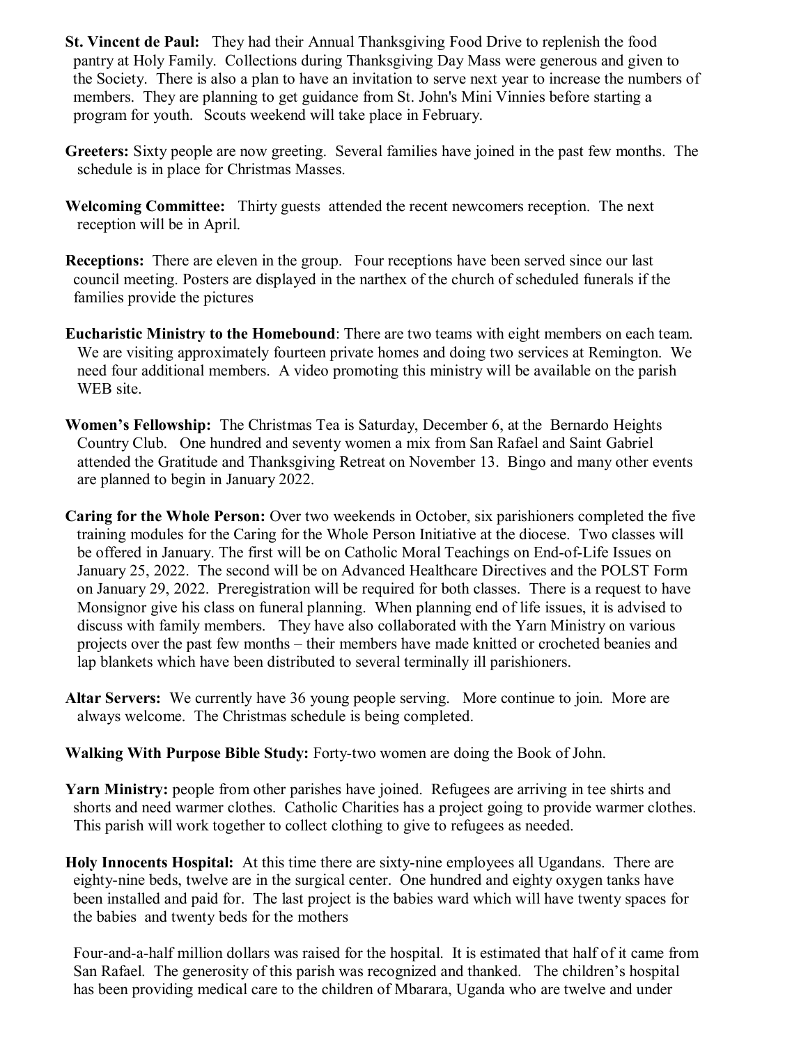**St. Vincent de Paul:** They had their Annual Thanksgiving Food Drive to replenish the food pantry at Holy Family. Collections during Thanksgiving Day Mass were generous and given to the Society. There is also a plan to have an invitation to serve next year to increase the numbers of members. They are planning to get guidance from St. John's Mini Vinnies before starting a program for youth. Scouts weekend will take place in February.

**Greeters:** Sixty people are now greeting. Several families have joined in the past few months. The schedule is in place for Christmas Masses.

**Welcoming Committee:** Thirty guests attended the recent newcomers reception. The next reception will be in April.

**Receptions:** There are eleven in the group. Four receptions have been served since our last council meeting. Posters are displayed in the narthex of the church of scheduled funerals if the families provide the pictures

**Eucharistic Ministry to the Homebound**: There are two teams with eight members on each team. We are visiting approximately fourteen private homes and doing two services at Remington. We need four additional members. A video promoting this ministry will be available on the parish WEB site.

**Women's Fellowship:** The Christmas Tea is Saturday, December 6, at the Bernardo Heights Country Club. One hundred and seventy women a mix from San Rafael and Saint Gabriel attended the Gratitude and Thanksgiving Retreat on November 13. Bingo and many other events are planned to begin in January 2022.

**Caring for the Whole Person:** Over two weekends in October, six parishioners completed the five training modules for the Caring for the Whole Person Initiative at the diocese. Two classes will be offered in January. The first will be on Catholic Moral Teachings on End-of-Life Issues on January 25, 2022. The second will be on Advanced Healthcare Directives and the POLST Form on January 29, 2022. Preregistration will be required for both classes. There is a request to have Monsignor give his class on funeral planning. When planning end of life issues, it is advised to discuss with family members. They have also collaborated with the Yarn Ministry on various projects over the past few months – their members have made knitted or crocheted beanies and lap blankets which have been distributed to several terminally ill parishioners.

**Altar Servers:** We currently have 36 young people serving. More continue to join. More are always welcome. The Christmas schedule is being completed.

**Walking With Purpose Bible Study:** Forty-two women are doing the Book of John.

**Yarn Ministry:** people from other parishes have joined. Refugees are arriving in tee shirts and shorts and need warmer clothes. Catholic Charities has a project going to provide warmer clothes. This parish will work together to collect clothing to give to refugees as needed.

**Holy Innocents Hospital:** At this time there are sixty-nine employees all Ugandans. There are eighty-nine beds, twelve are in the surgical center. One hundred and eighty oxygen tanks have been installed and paid for. The last project is the babies ward which will have twenty spaces for the babies and twenty beds for the mothers

Four-and-a-half million dollars was raised for the hospital. It is estimated that half of it came from San Rafael. The generosity of this parish was recognized and thanked. The children's hospital has been providing medical care to the children of Mbarara, Uganda who are twelve and under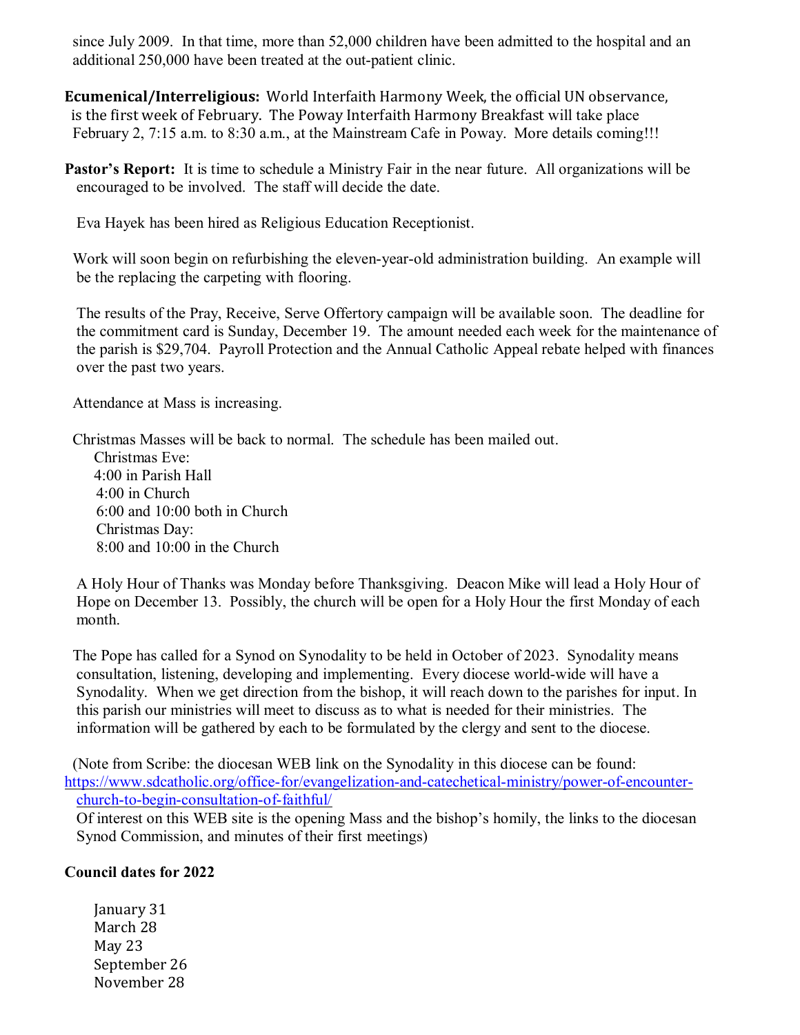since July 2009. In that time, more than 52,000 children have been admitted to the hospital and an additional 250,000 have been treated at the out-patient clinic.

**Ecumenical/Interreligious:** World Interfaith Harmony Week, the official UN observance, is the first week of February. The Poway Interfaith Harmony Breakfast will take place February 2, 7:15 a.m. to 8:30 a.m., at the Mainstream Cafe in Poway. More details coming!!!

**Pastor's Report:** It is time to schedule a Ministry Fair in the near future. All organizations will be encouraged to be involved. The staff will decide the date.

Eva Hayek has been hired as Religious Education Receptionist.

Work will soon begin on refurbishing the eleven-year-old administration building. An example will be the replacing the carpeting with flooring.

The results of the Pray, Receive, Serve Offertory campaign will be available soon. The deadline for the commitment card is Sunday, December 19. The amount needed each week for the maintenance of the parish is $29,704. Payroll Protection and the Annual Catholic Appeal rebate helped with finances over the past two years.

Attendance at Mass is increasing.

Christmas Masses will be back to normal. The schedule has been mailed out.

Christmas Eve:
4:00 in Parish Hall
4:00 in Church
6:00 and 10:00 both in Church
Christmas Day:
8:00 and 10:00 in the Church

A Holy Hour of Thanks was Monday before Thanksgiving. Deacon Mike will lead a Holy Hour of Hope on December 13. Possibly, the church will be open for a Holy Hour the first Monday of each month.

The Pope has called for a Synod on Synodality to be held in October of 2023. Synodality means consultation, listening, developing and implementing. Every diocese world-wide will have a Synodality. When we get direction from the bishop, it will reach down to the parishes for input. In this parish our ministries will meet to discuss as to what is needed for their ministries. The information will be gathered by each to be formulated by the clergy and sent to the diocese.

(Note from Scribe: the diocesan WEB link on the Synodality in this diocese can be found: https://www.sdcatholic.org/office-for/evangelization-and-catechetical-ministry/power-of-encounter-church-to-begin-consultation-of-faithful/
Of interest on this WEB site is the opening Mass and the bishop's homily, the links to the diocesan Synod Commission, and minutes of their first meetings)

**Council dates for 2022**

January 31
March 28
May 23
September 26
November 28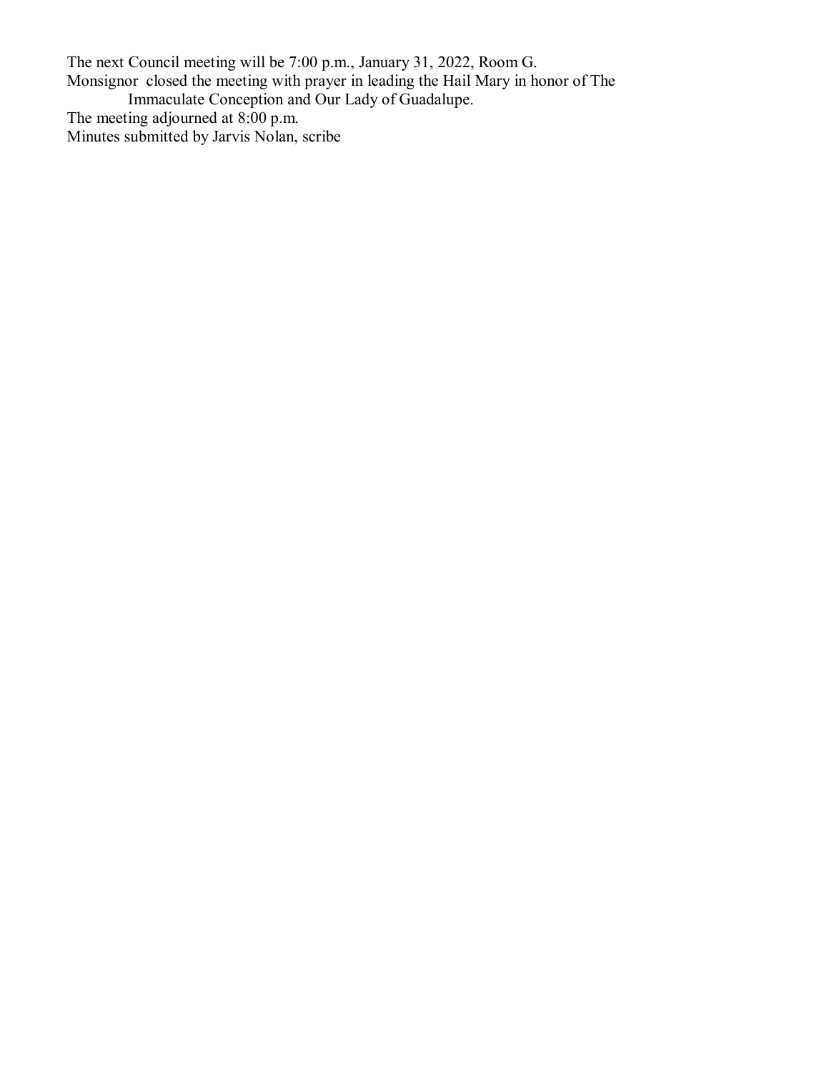The next Council meeting will be 7:00 p.m., January 31, 2022, Room G.

Monsignor closed the meeting with prayer in leading the Hail Mary in honor of The Immaculate Conception and Our Lady of Guadalupe.

The meeting adjourned at 8:00 p.m.

Minutes submitted by Jarvis Nolan, scribe